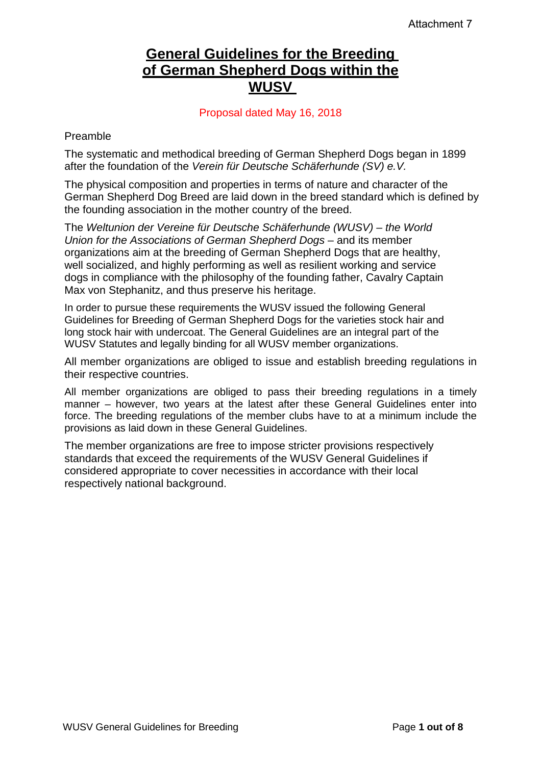Attachment 7

# General Guidelines for the Breeding of German Shepherd Dogs within the WUSV

Proposal dated May 16, 2018

Preamble

The systematic and methodical breeding of German Shepherd Dogs began in 1899 after the foundation of the *Verein für Deutsche Schäferhunde (SV) e.V.*

The physical composition and properties in terms of nature and character of the German Shepherd Dog Breed are laid down in the breed standard which is defined by the founding association in the mother country of the breed.

The *Weltunion der Vereine für Deutsche Schäferhunde (WUSV) – the World Union for the Associations of German Shepherd Dogs* – and its member organizations aim at the breeding of German Shepherd Dogs that are healthy, well socialized, and highly performing as well as resilient working and service dogs in compliance with the philosophy of the founding father, Cavalry Captain Max von Stephanitz, and thus preserve his heritage.

In order to pursue these requirements the WUSV issued the following General Guidelines for Breeding of German Shepherd Dogs for the varieties stock hair and long stock hair with undercoat. The General Guidelines are an integral part of the WUSV Statutes and legally binding for all WUSV member organizations.

All member organizations are obliged to issue and establish breeding regulations in their respective countries.

All member organizations are obliged to pass their breeding regulations in a timely manner – however, two years at the latest after these General Guidelines enter into force. The breeding regulations of the member clubs have to at a minimum include the provisions as laid down in these General Guidelines.

The member organizations are free to impose stricter provisions respectively standards that exceed the requirements of the WUSV General Guidelines if considered appropriate to cover necessities in accordance with their local respectively national background.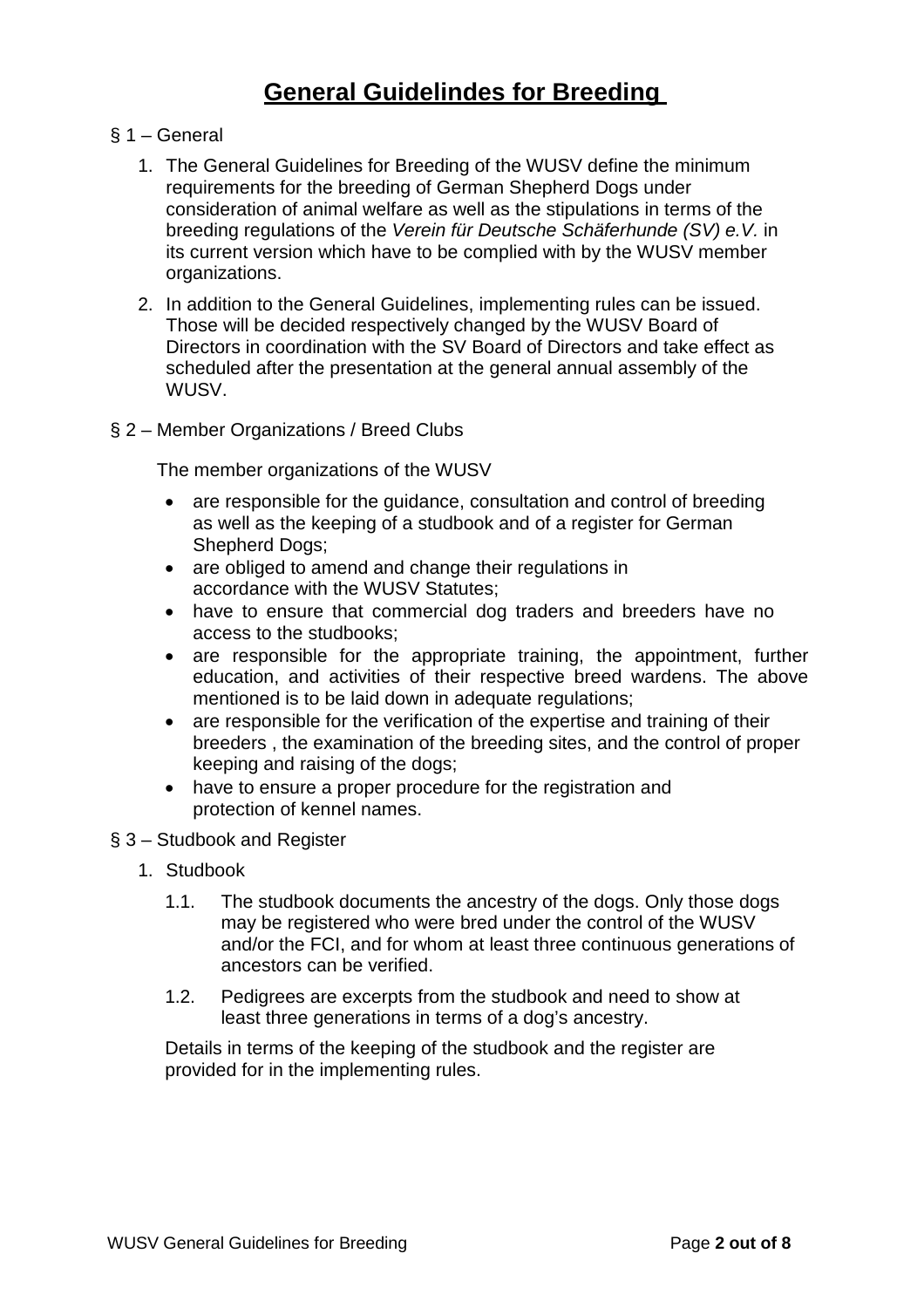# General Guidelindes for Breeding

§ 1 – General

1. The General Guidelines for Breeding of the WUSV define the minimum requirements for the breeding of German Shepherd Dogs under consideration of animal welfare as well as the stipulations in terms of the breeding regulations of the *Verein für Deutsche Schäferhunde (SV) e.V.* in its current version which have to be complied with by the WUSV member organizations.
2. In addition to the General Guidelines, implementing rules can be issued. Those will be decided respectively changed by the WUSV Board of Directors in coordination with the SV Board of Directors and take effect as scheduled after the presentation at the general annual assembly of the WUSV.

§ 2 – Member Organizations / Breed Clubs

The member organizations of the WUSV

- are responsible for the guidance, consultation and control of breeding as well as the keeping of a studbook and of a register for German Shepherd Dogs;
- are obliged to amend and change their regulations in accordance with the WUSV Statutes;
- have to ensure that commercial dog traders and breeders have no access to the studbooks;
- are responsible for the appropriate training, the appointment, further education, and activities of their respective breed wardens. The above mentioned is to be laid down in adequate regulations;
- are responsible for the verification of the expertise and training of their breeders , the examination of the breeding sites, and the control of proper keeping and raising of the dogs;
- have to ensure a proper procedure for the registration and protection of kennel names.

§ 3 – Studbook and Register

1. Studbook

   1.1. The studbook documents the ancestry of the dogs. Only those dogs may be registered who were bred under the control of the WUSV and/or the FCI, and for whom at least three continuous generations of ancestors can be verified.

   1.2. Pedigrees are excerpts from the studbook and need to show at least three generations in terms of a dog's ancestry.

   Details in terms of the keeping of the studbook and the register are provided for in the implementing rules.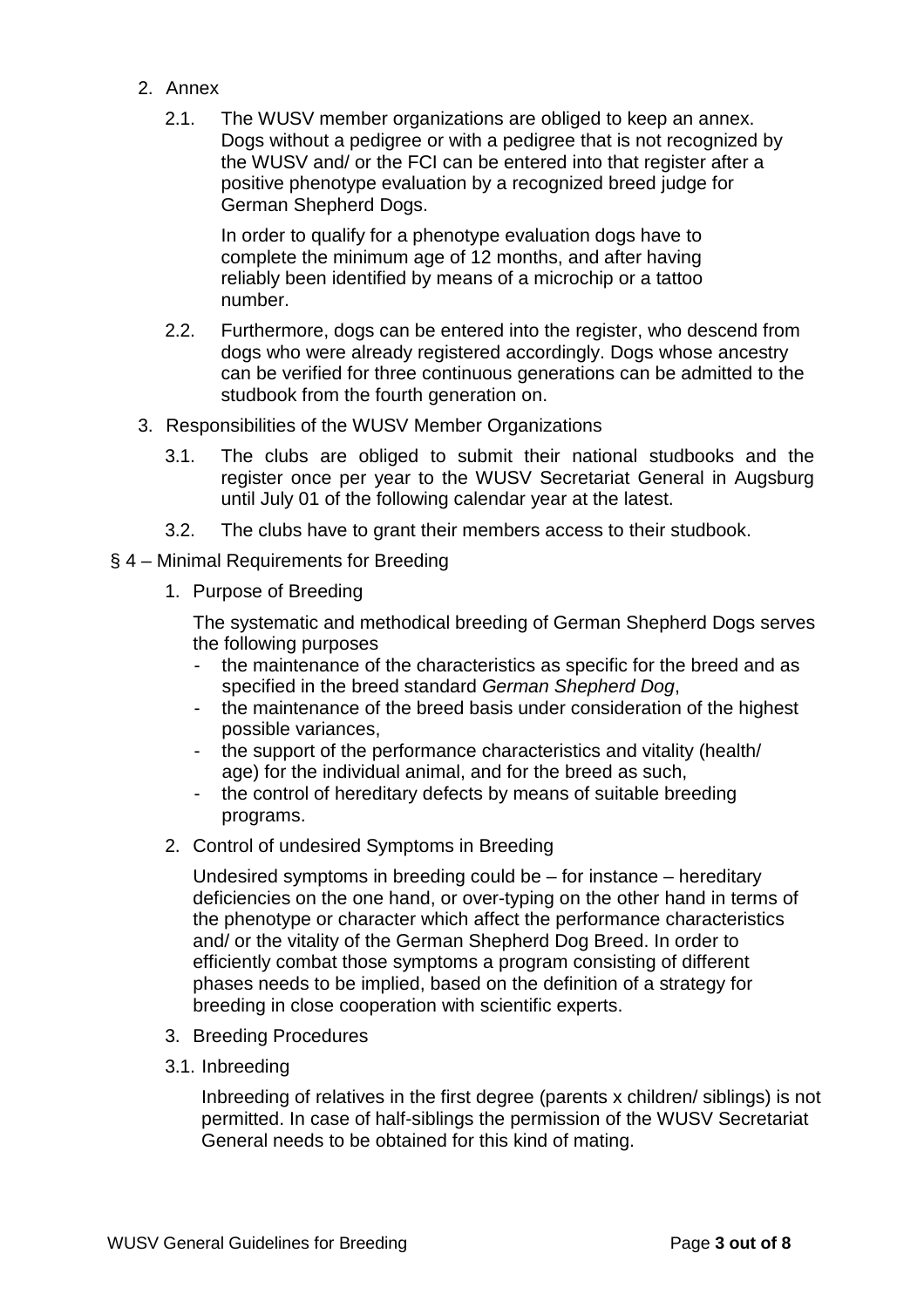2. Annex

   2.1. The WUSV member organizations are obliged to keep an annex. Dogs without a pedigree or with a pedigree that is not recognized by the WUSV and/ or the FCI can be entered into that register after a positive phenotype evaluation by a recognized breed judge for German Shepherd Dogs.

   In order to qualify for a phenotype evaluation dogs have to complete the minimum age of 12 months, and after having reliably been identified by means of a microchip or a tattoo number.

   2.2. Furthermore, dogs can be entered into the register, who descend from dogs who were already registered accordingly. Dogs whose ancestry can be verified for three continuous generations can be admitted to the studbook from the fourth generation on.

3. Responsibilities of the WUSV Member Organizations

   3.1. The clubs are obliged to submit their national studbooks and the register once per year to the WUSV Secretariat General in Augsburg until July 01 of the following calendar year at the latest.

   3.2. The clubs have to grant their members access to their studbook.

## § 4 – Minimal Requirements for Breeding

1. Purpose of Breeding

   The systematic and methodical breeding of German Shepherd Dogs serves the following purposes

   - the maintenance of the characteristics as specific for the breed and as specified in the breed standard *German Shepherd Dog*,
   - the maintenance of the breed basis under consideration of the highest possible variances,
   - the support of the performance characteristics and vitality (health/ age) for the individual animal, and for the breed as such,
   - the control of hereditary defects by means of suitable breeding programs.

2. Control of undesired Symptoms in Breeding

   Undesired symptoms in breeding could be – for instance – hereditary deficiencies on the one hand, or over-typing on the other hand in terms of the phenotype or character which affect the performance characteristics and/ or the vitality of the German Shepherd Dog Breed. In order to efficiently combat those symptoms a program consisting of different phases needs to be implied, based on the definition of a strategy for breeding in close cooperation with scientific experts.

3. Breeding Procedures

   3.1. Inbreeding

   Inbreeding of relatives in the first degree (parents x children/ siblings) is not permitted. In case of half-siblings the permission of the WUSV Secretariat General needs to be obtained for this kind of mating.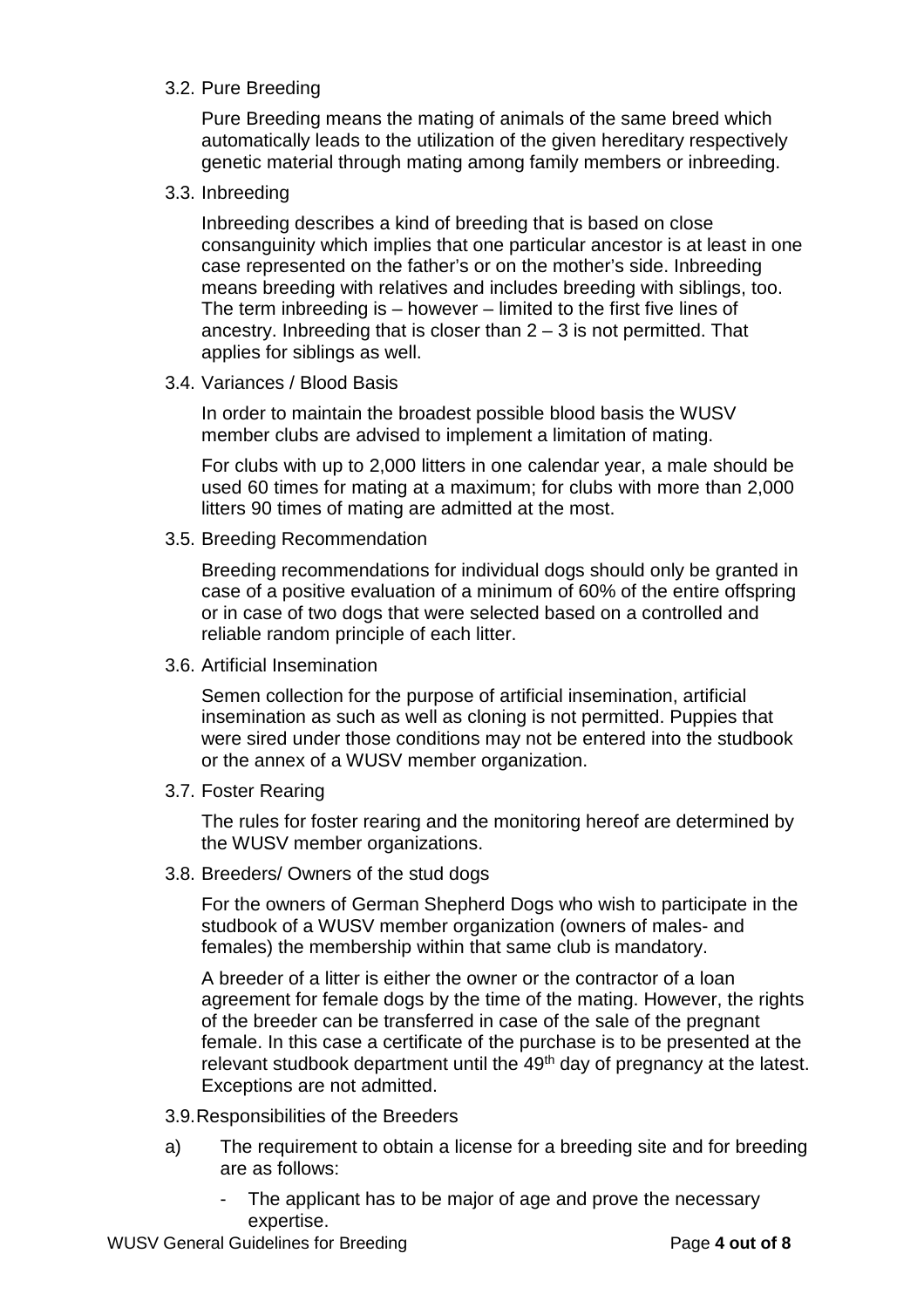### 3.2. Pure Breeding

Pure Breeding means the mating of animals of the same breed which automatically leads to the utilization of the given hereditary respectively genetic material through mating among family members or inbreeding.

### 3.3. Inbreeding

Inbreeding describes a kind of breeding that is based on close consanguinity which implies that one particular ancestor is at least in one case represented on the father's or on the mother's side. Inbreeding means breeding with relatives and includes breeding with siblings, too. The term inbreeding is – however – limited to the first five lines of ancestry. Inbreeding that is closer than 2 – 3 is not permitted. That applies for siblings as well.

### 3.4. Variances / Blood Basis

In order to maintain the broadest possible blood basis the WUSV member clubs are advised to implement a limitation of mating.

For clubs with up to 2,000 litters in one calendar year, a male should be used 60 times for mating at a maximum; for clubs with more than 2,000 litters 90 times of mating are admitted at the most.

### 3.5. Breeding Recommendation

Breeding recommendations for individual dogs should only be granted in case of a positive evaluation of a minimum of 60% of the entire offspring or in case of two dogs that were selected based on a controlled and reliable random principle of each litter.

### 3.6. Artificial Insemination

Semen collection for the purpose of artificial insemination, artificial insemination as such as well as cloning is not permitted. Puppies that were sired under those conditions may not be entered into the studbook or the annex of a WUSV member organization.

### 3.7. Foster Rearing

The rules for foster rearing and the monitoring hereof are determined by the WUSV member organizations.

### 3.8. Breeders/ Owners of the stud dogs

For the owners of German Shepherd Dogs who wish to participate in the studbook of a WUSV member organization (owners of males- and females) the membership within that same club is mandatory.

A breeder of a litter is either the owner or the contractor of a loan agreement for female dogs by the time of the mating. However, the rights of the breeder can be transferred in case of the sale of the pregnant female. In this case a certificate of the purchase is to be presented at the relevant studbook department until the 49th day of pregnancy at the latest. Exceptions are not admitted.

### 3.9. Responsibilities of the Breeders

a) The requirement to obtain a license for a breeding site and for breeding are as follows:

- The applicant has to be major of age and prove the necessary expertise.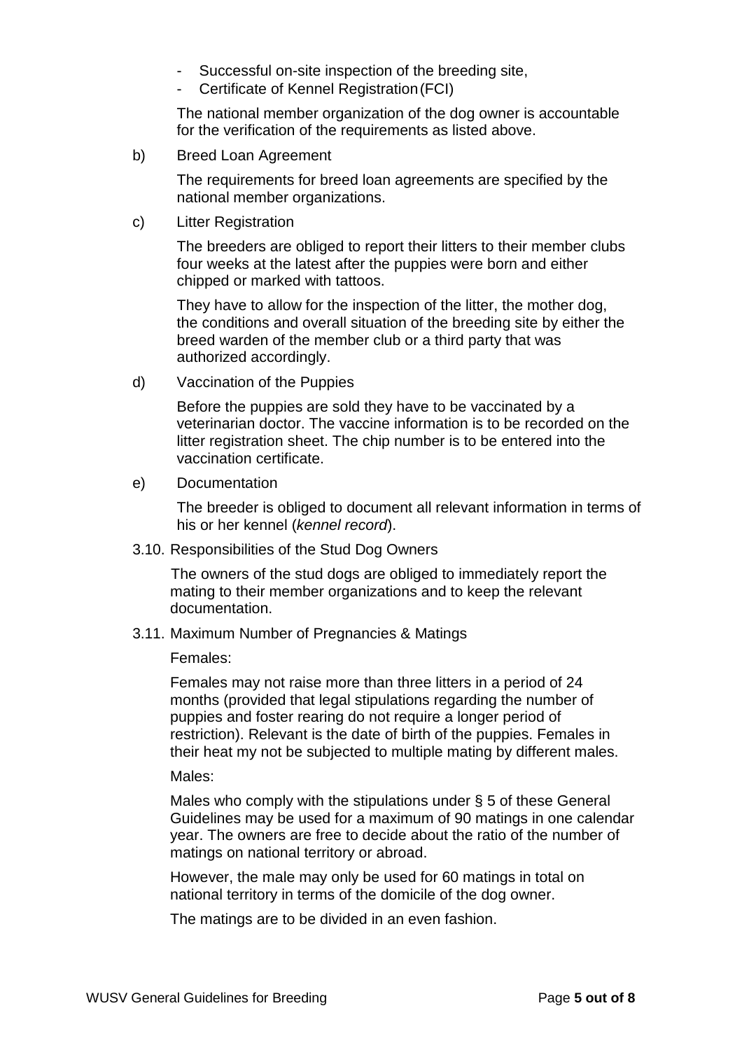- Successful on-site inspection of the breeding site,
- Certificate of Kennel Registration (FCI)

The national member organization of the dog owner is accountable for the verification of the requirements as listed above.

b) Breed Loan Agreement

The requirements for breed loan agreements are specified by the national member organizations.

c) Litter Registration

The breeders are obliged to report their litters to their member clubs four weeks at the latest after the puppies were born and either chipped or marked with tattoos.

They have to allow for the inspection of the litter, the mother dog, the conditions and overall situation of the breeding site by either the breed warden of the member club or a third party that was authorized accordingly.

d) Vaccination of the Puppies

Before the puppies are sold they have to be vaccinated by a veterinarian doctor. The vaccine information is to be recorded on the litter registration sheet. The chip number is to be entered into the vaccination certificate.

e) Documentation

The breeder is obliged to document all relevant information in terms of his or her kennel (*kennel record*).

3.10. Responsibilities of the Stud Dog Owners

The owners of the stud dogs are obliged to immediately report the mating to their member organizations and to keep the relevant documentation.

3.11. Maximum Number of Pregnancies & Matings

Females:

Females may not raise more than three litters in a period of 24 months (provided that legal stipulations regarding the number of puppies and foster rearing do not require a longer period of restriction). Relevant is the date of birth of the puppies. Females in their heat my not be subjected to multiple mating by different males.

Males:

Males who comply with the stipulations under § 5 of these General Guidelines may be used for a maximum of 90 matings in one calendar year. The owners are free to decide about the ratio of the number of matings on national territory or abroad.

However, the male may only be used for 60 matings in total on national territory in terms of the domicile of the dog owner.

The matings are to be divided in an even fashion.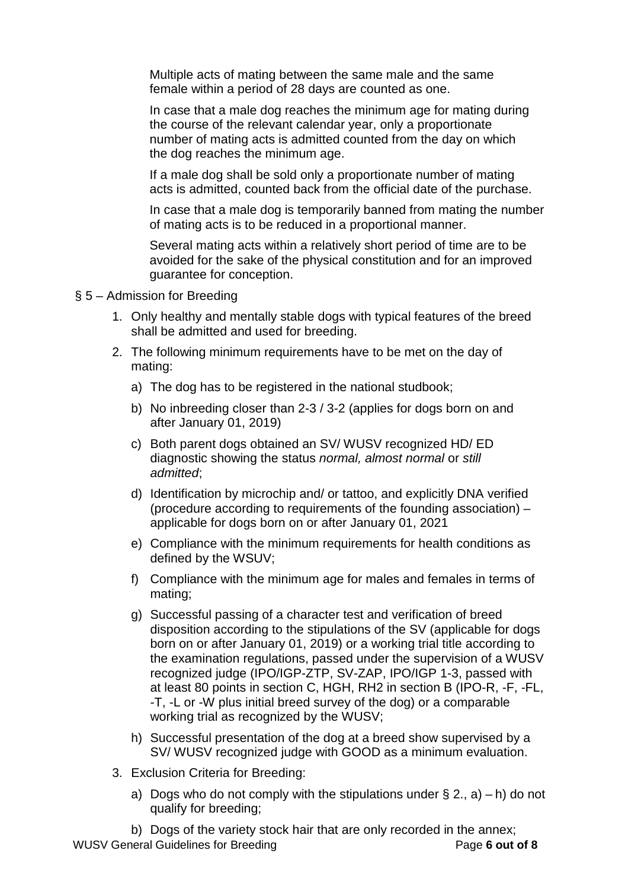Multiple acts of mating between the same male and the same female within a period of 28 days are counted as one.

In case that a male dog reaches the minimum age for mating during the course of the relevant calendar year, only a proportionate number of mating acts is admitted counted from the day on which the dog reaches the minimum age.

If a male dog shall be sold only a proportionate number of mating acts is admitted, counted back from the official date of the purchase.

In case that a male dog is temporarily banned from mating the number of mating acts is to be reduced in a proportional manner.

Several mating acts within a relatively short period of time are to be avoided for the sake of the physical constitution and for an improved guarantee for conception.

§ 5 – Admission for Breeding

1. Only healthy and mentally stable dogs with typical features of the breed shall be admitted and used for breeding.
2. The following minimum requirements have to be met on the day of mating:
   a) The dog has to be registered in the national studbook;
   b) No inbreeding closer than 2-3 / 3-2 (applies for dogs born on and after January 01, 2019)
   c) Both parent dogs obtained an SV/ WUSV recognized HD/ ED diagnostic showing the status *normal, almost normal* or *still admitted*;
   d) Identification by microchip and/ or tattoo, and explicitly DNA verified (procedure according to requirements of the founding association) – applicable for dogs born on or after January 01, 2021
   e) Compliance with the minimum requirements for health conditions as defined by the WSUV;
   f) Compliance with the minimum age for males and females in terms of mating;
   g) Successful passing of a character test and verification of breed disposition according to the stipulations of the SV (applicable for dogs born on or after January 01, 2019) or a working trial title according to the examination regulations, passed under the supervision of a WUSV recognized judge (IPO/IGP-ZTP, SV-ZAP, IPO/IGP 1-3, passed with at least 80 points in section C, HGH, RH2 in section B (IPO-R, -F, -FL, -T, -L or -W plus initial breed survey of the dog) or a comparable working trial as recognized by the WUSV;
   h) Successful presentation of the dog at a breed show supervised by a SV/ WUSV recognized judge with GOOD as a minimum evaluation.
3. Exclusion Criteria for Breeding:
   a) Dogs who do not comply with the stipulations under § 2., a) – h) do not qualify for breeding;
   b) Dogs of the variety stock hair that are only recorded in the annex;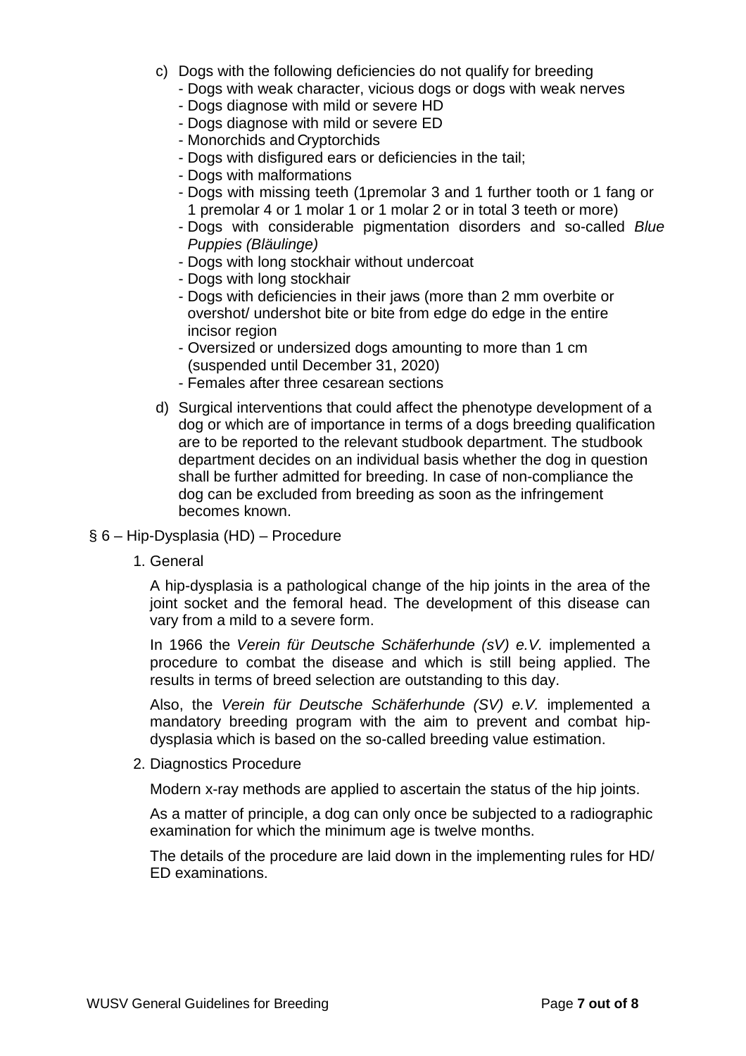c) Dogs with the following deficiencies do not qualify for breeding
   - Dogs with weak character, vicious dogs or dogs with weak nerves
   - Dogs diagnose with mild or severe HD
   - Dogs diagnose with mild or severe ED
   - Monorchids and Cryptorchids
   - Dogs with disfigured ears or deficiencies in the tail;
   - Dogs with malformations
   - Dogs with missing teeth (1premolar 3 and 1 further tooth or 1 fang or 1 premolar 4 or 1 molar 1 or 1 molar 2 or in total 3 teeth or more)
   - Dogs with considerable pigmentation disorders and so-called *Blue Puppies (Bläulinge)*
   - Dogs with long stockhair without undercoat
   - Dogs with long stockhair
   - Dogs with deficiencies in their jaws (more than 2 mm overbite or overshot/ undershot bite or bite from edge do edge in the entire incisor region
   - Oversized or undersized dogs amounting to more than 1 cm (suspended until December 31, 2020)
   - Females after three cesarean sections

d) Surgical interventions that could affect the phenotype development of a dog or which are of importance in terms of a dogs breeding qualification are to be reported to the relevant studbook department. The studbook department decides on an individual basis whether the dog in question shall be further admitted for breeding. In case of non-compliance the dog can be excluded from breeding as soon as the infringement becomes known.

## § 6 – Hip-Dysplasia (HD) – Procedure

1. General

   A hip-dysplasia is a pathological change of the hip joints in the area of the joint socket and the femoral head. The development of this disease can vary from a mild to a severe form.

   In 1966 the *Verein für Deutsche Schäferhunde (sV) e.V.* implemented a procedure to combat the disease and which is still being applied. The results in terms of breed selection are outstanding to this day.

   Also, the *Verein für Deutsche Schäferhunde (SV) e.V.* implemented a mandatory breeding program with the aim to prevent and combat hip-dysplasia which is based on the so-called breeding value estimation.

2. Diagnostics Procedure

   Modern x-ray methods are applied to ascertain the status of the hip joints.

   As a matter of principle, a dog can only once be subjected to a radiographic examination for which the minimum age is twelve months.

   The details of the procedure are laid down in the implementing rules for HD/ ED examinations.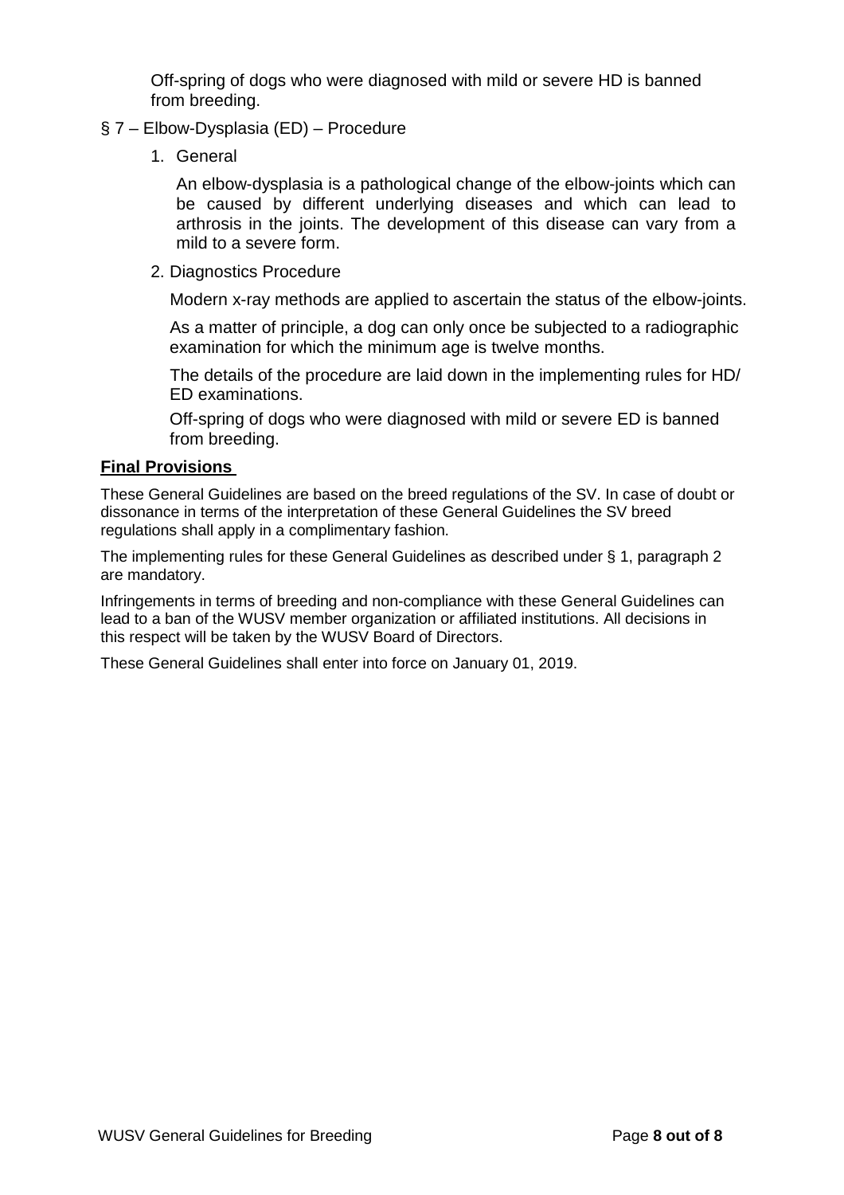Off-spring of dogs who were diagnosed with mild or severe HD is banned from breeding.

§ 7 – Elbow-Dysplasia (ED) – Procedure

1. General

   An elbow-dysplasia is a pathological change of the elbow-joints which can be caused by different underlying diseases and which can lead to arthrosis in the joints. The development of this disease can vary from a mild to a severe form.

2. Diagnostics Procedure

   Modern x-ray methods are applied to ascertain the status of the elbow-joints.

   As a matter of principle, a dog can only once be subjected to a radiographic examination for which the minimum age is twelve months.

   The details of the procedure are laid down in the implementing rules for HD/ ED examinations.

   Off-spring of dogs who were diagnosed with mild or severe ED is banned from breeding.

**Final Provisions**

These General Guidelines are based on the breed regulations of the SV. In case of doubt or dissonance in terms of the interpretation of these General Guidelines the SV breed regulations shall apply in a complimentary fashion.

The implementing rules for these General Guidelines as described under § 1, paragraph 2 are mandatory.

Infringements in terms of breeding and non-compliance with these General Guidelines can lead to a ban of the WUSV member organization or affiliated institutions. All decisions in this respect will be taken by the WUSV Board of Directors.

These General Guidelines shall enter into force on January 01, 2019.